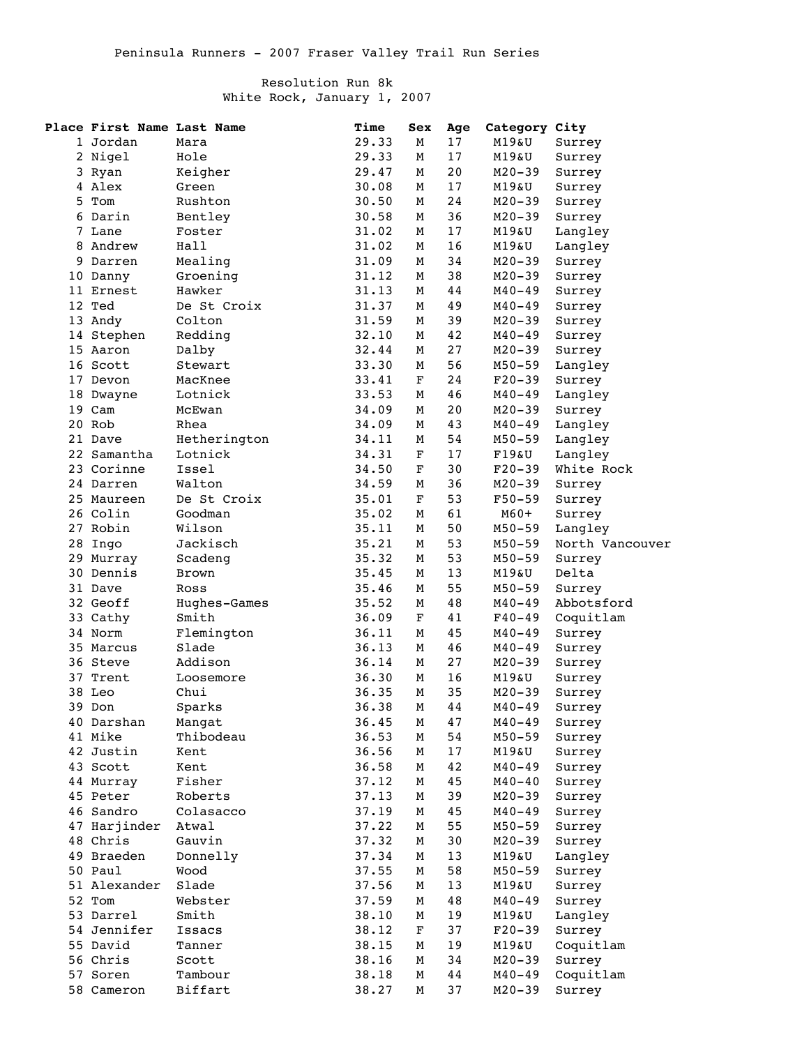Peninsula Runners - 2007 Fraser Valley Trail Run Series

Resolution Run 8k
White Rock, January 1, 2007

| Place | First Name | Last Name | Time | Sex | Age | Category | City |
|---|---|---|---|---|---|---|---|
| 1 | Jordan | Mara | 29.33 | M | 17 | M19&U | Surrey |
| 2 | Nigel | Hole | 29.33 | M | 17 | M19&U | Surrey |
| 3 | Ryan | Keigher | 29.47 | M | 20 | M20-39 | Surrey |
| 4 | Alex | Green | 30.08 | M | 17 | M19&U | Surrey |
| 5 | Tom | Rushton | 30.50 | M | 24 | M20-39 | Surrey |
| 6 | Darin | Bentley | 30.58 | M | 36 | M20-39 | Surrey |
| 7 | Lane | Foster | 31.02 | M | 17 | M19&U | Langley |
| 8 | Andrew | Hall | 31.02 | M | 16 | M19&U | Langley |
| 9 | Darren | Mealing | 31.09 | M | 34 | M20-39 | Surrey |
| 10 | Danny | Groening | 31.12 | M | 38 | M20-39 | Surrey |
| 11 | Ernest | Hawker | 31.13 | M | 44 | M40-49 | Surrey |
| 12 | Ted | De St Croix | 31.37 | M | 49 | M40-49 | Surrey |
| 13 | Andy | Colton | 31.59 | M | 39 | M20-39 | Surrey |
| 14 | Stephen | Redding | 32.10 | M | 42 | M40-49 | Surrey |
| 15 | Aaron | Dalby | 32.44 | M | 27 | M20-39 | Surrey |
| 16 | Scott | Stewart | 33.30 | M | 56 | M50-59 | Langley |
| 17 | Devon | MacKnee | 33.41 | F | 24 | F20-39 | Surrey |
| 18 | Dwayne | Lotnick | 33.53 | M | 46 | M40-49 | Langley |
| 19 | Cam | McEwan | 34.09 | M | 20 | M20-39 | Surrey |
| 20 | Rob | Rhea | 34.09 | M | 43 | M40-49 | Langley |
| 21 | Dave | Hetherington | 34.11 | M | 54 | M50-59 | Langley |
| 22 | Samantha | Lotnick | 34.31 | F | 17 | F19&U | Langley |
| 23 | Corinne | Issel | 34.50 | F | 30 | F20-39 | White Rock |
| 24 | Darren | Walton | 34.59 | M | 36 | M20-39 | Surrey |
| 25 | Maureen | De St Croix | 35.01 | F | 53 | F50-59 | Surrey |
| 26 | Colin | Goodman | 35.02 | M | 61 | M60+ | Surrey |
| 27 | Robin | Wilson | 35.11 | M | 50 | M50-59 | Langley |
| 28 | Ingo | Jackisch | 35.21 | M | 53 | M50-59 | North Vancouver |
| 29 | Murray | Scadeng | 35.32 | M | 53 | M50-59 | Surrey |
| 30 | Dennis | Brown | 35.45 | M | 13 | M19&U | Delta |
| 31 | Dave | Ross | 35.46 | M | 55 | M50-59 | Surrey |
| 32 | Geoff | Hughes-Games | 35.52 | M | 48 | M40-49 | Abbotsford |
| 33 | Cathy | Smith | 36.09 | F | 41 | F40-49 | Coquitlam |
| 34 | Norm | Flemington | 36.11 | M | 45 | M40-49 | Surrey |
| 35 | Marcus | Slade | 36.13 | M | 46 | M40-49 | Surrey |
| 36 | Steve | Addison | 36.14 | M | 27 | M20-39 | Surrey |
| 37 | Trent | Loosemore | 36.30 | M | 16 | M19&U | Surrey |
| 38 | Leo | Chui | 36.35 | M | 35 | M20-39 | Surrey |
| 39 | Don | Sparks | 36.38 | M | 44 | M40-49 | Surrey |
| 40 | Darshan | Mangat | 36.45 | M | 47 | M40-49 | Surrey |
| 41 | Mike | Thibodeau | 36.53 | M | 54 | M50-59 | Surrey |
| 42 | Justin | Kent | 36.56 | M | 17 | M19&U | Surrey |
| 43 | Scott | Kent | 36.58 | M | 42 | M40-49 | Surrey |
| 44 | Murray | Fisher | 37.12 | M | 45 | M40-40 | Surrey |
| 45 | Peter | Roberts | 37.13 | M | 39 | M20-39 | Surrey |
| 46 | Sandro | Colasacco | 37.19 | M | 45 | M40-49 | Surrey |
| 47 | Harjinder | Atwal | 37.22 | M | 55 | M50-59 | Surrey |
| 48 | Chris | Gauvin | 37.32 | M | 30 | M20-39 | Surrey |
| 49 | Braeden | Donnelly | 37.34 | M | 13 | M19&U | Langley |
| 50 | Paul | Wood | 37.55 | M | 58 | M50-59 | Surrey |
| 51 | Alexander | Slade | 37.56 | M | 13 | M19&U | Surrey |
| 52 | Tom | Webster | 37.59 | M | 48 | M40-49 | Surrey |
| 53 | Darrel | Smith | 38.10 | M | 19 | M19&U | Langley |
| 54 | Jennifer | Issacs | 38.12 | F | 37 | F20-39 | Surrey |
| 55 | David | Tanner | 38.15 | M | 19 | M19&U | Coquitlam |
| 56 | Chris | Scott | 38.16 | M | 34 | M20-39 | Surrey |
| 57 | Soren | Tambour | 38.18 | M | 44 | M40-49 | Coquitlam |
| 58 | Cameron | Biffart | 38.27 | M | 37 | M20-39 | Surrey |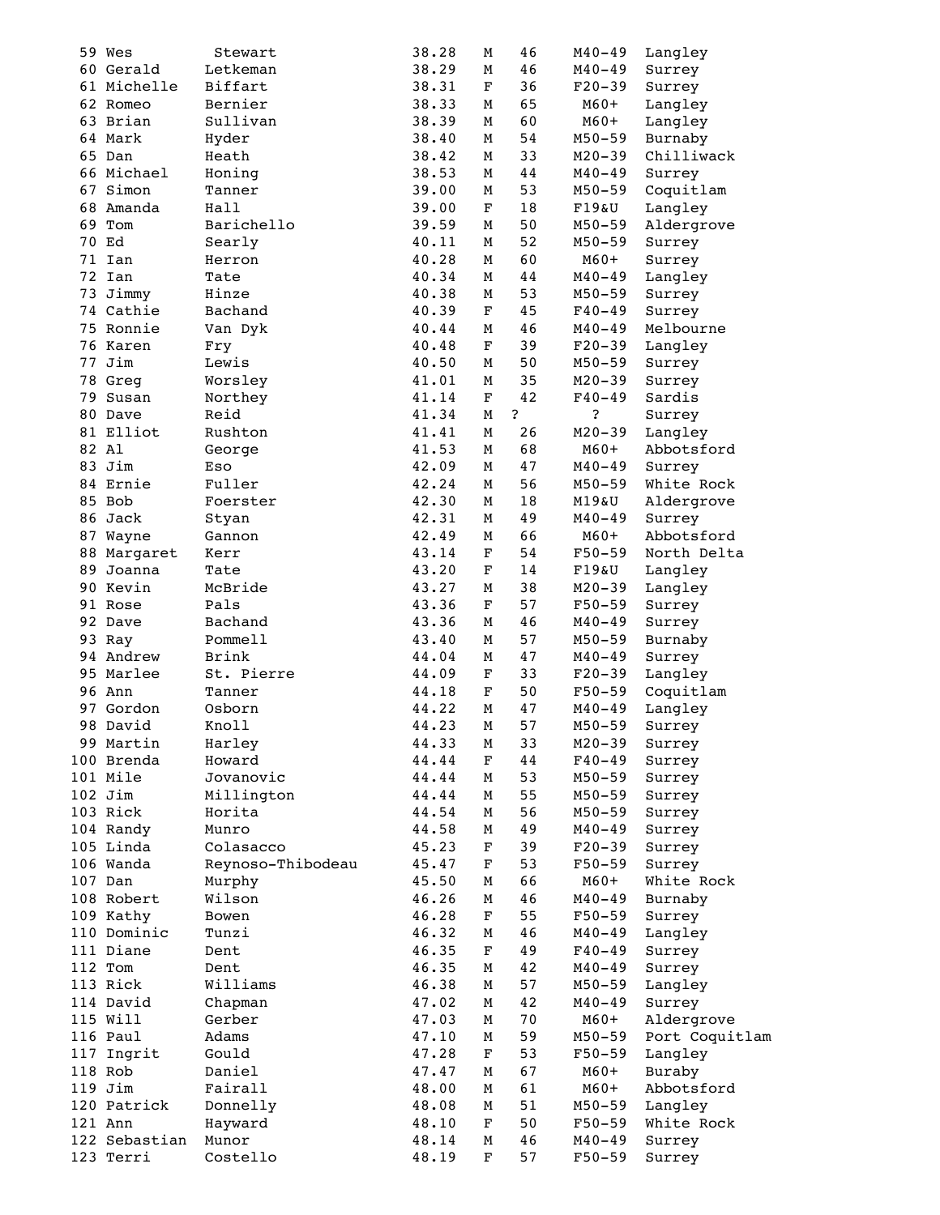| | | | | | | | |
|---|---|---|---|---|---|---|---|
| 59 | Wes | Stewart | 38.28 | M | 46 | M40-49 | Langley |
| 60 | Gerald | Letkeman | 38.29 | M | 46 | M40-49 | Surrey |
| 61 | Michelle | Biffart | 38.31 | F | 36 | F20-39 | Surrey |
| 62 | Romeo | Bernier | 38.33 | M | 65 | M60+ | Langley |
| 63 | Brian | Sullivan | 38.39 | M | 60 | M60+ | Langley |
| 64 | Mark | Hyder | 38.40 | M | 54 | M50-59 | Burnaby |
| 65 | Dan | Heath | 38.42 | M | 33 | M20-39 | Chilliwack |
| 66 | Michael | Honing | 38.53 | M | 44 | M40-49 | Surrey |
| 67 | Simon | Tanner | 39.00 | M | 53 | M50-59 | Coquitlam |
| 68 | Amanda | Hall | 39.00 | F | 18 | F19&U | Langley |
| 69 | Tom | Barichello | 39.59 | M | 50 | M50-59 | Aldergrove |
| 70 | Ed | Searly | 40.11 | M | 52 | M50-59 | Surrey |
| 71 | Ian | Herron | 40.28 | M | 60 | M60+ | Surrey |
| 72 | Ian | Tate | 40.34 | M | 44 | M40-49 | Langley |
| 73 | Jimmy | Hinze | 40.38 | M | 53 | M50-59 | Surrey |
| 74 | Cathie | Bachand | 40.39 | F | 45 | F40-49 | Surrey |
| 75 | Ronnie | Van Dyk | 40.44 | M | 46 | M40-49 | Melbourne |
| 76 | Karen | Fry | 40.48 | F | 39 | F20-39 | Langley |
| 77 | Jim | Lewis | 40.50 | M | 50 | M50-59 | Surrey |
| 78 | Greg | Worsley | 41.01 | M | 35 | M20-39 | Surrey |
| 79 | Susan | Northey | 41.14 | F | 42 | F40-49 | Sardis |
| 80 | Dave | Reid | 41.34 | M | ? | ? | Surrey |
| 81 | Elliot | Rushton | 41.41 | M | 26 | M20-39 | Langley |
| 82 | Al | George | 41.53 | M | 68 | M60+ | Abbotsford |
| 83 | Jim | Eso | 42.09 | M | 47 | M40-49 | Surrey |
| 84 | Ernie | Fuller | 42.24 | M | 56 | M50-59 | White Rock |
| 85 | Bob | Foerster | 42.30 | M | 18 | M19&U | Aldergrove |
| 86 | Jack | Styan | 42.31 | M | 49 | M40-49 | Surrey |
| 87 | Wayne | Gannon | 42.49 | M | 66 | M60+ | Abbotsford |
| 88 | Margaret | Kerr | 43.14 | F | 54 | F50-59 | North Delta |
| 89 | Joanna | Tate | 43.20 | F | 14 | F19&U | Langley |
| 90 | Kevin | McBride | 43.27 | M | 38 | M20-39 | Langley |
| 91 | Rose | Pals | 43.36 | F | 57 | F50-59 | Surrey |
| 92 | Dave | Bachand | 43.36 | M | 46 | M40-49 | Surrey |
| 93 | Ray | Pommell | 43.40 | M | 57 | M50-59 | Burnaby |
| 94 | Andrew | Brink | 44.04 | M | 47 | M40-49 | Surrey |
| 95 | Marlee | St. Pierre | 44.09 | F | 33 | F20-39 | Langley |
| 96 | Ann | Tanner | 44.18 | F | 50 | F50-59 | Coquitlam |
| 97 | Gordon | Osborn | 44.22 | M | 47 | M40-49 | Langley |
| 98 | David | Knoll | 44.23 | M | 57 | M50-59 | Surrey |
| 99 | Martin | Harley | 44.33 | M | 33 | M20-39 | Surrey |
| 100 | Brenda | Howard | 44.44 | F | 44 | F40-49 | Surrey |
| 101 | Mile | Jovanovic | 44.44 | M | 53 | M50-59 | Surrey |
| 102 | Jim | Millington | 44.44 | M | 55 | M50-59 | Surrey |
| 103 | Rick | Horita | 44.54 | M | 56 | M50-59 | Surrey |
| 104 | Randy | Munro | 44.58 | M | 49 | M40-49 | Surrey |
| 105 | Linda | Colasacco | 45.23 | F | 39 | F20-39 | Surrey |
| 106 | Wanda | Reynoso-Thibodeau | 45.47 | F | 53 | F50-59 | Surrey |
| 107 | Dan | Murphy | 45.50 | M | 66 | M60+ | White Rock |
| 108 | Robert | Wilson | 46.26 | M | 46 | M40-49 | Burnaby |
| 109 | Kathy | Bowen | 46.28 | F | 55 | F50-59 | Surrey |
| 110 | Dominic | Tunzi | 46.32 | M | 46 | M40-49 | Langley |
| 111 | Diane | Dent | 46.35 | F | 49 | F40-49 | Surrey |
| 112 | Tom | Dent | 46.35 | M | 42 | M40-49 | Surrey |
| 113 | Rick | Williams | 46.38 | M | 57 | M50-59 | Langley |
| 114 | David | Chapman | 47.02 | M | 42 | M40-49 | Surrey |
| 115 | Will | Gerber | 47.03 | M | 70 | M60+ | Aldergrove |
| 116 | Paul | Adams | 47.10 | M | 59 | M50-59 | Port Coquitlam |
| 117 | Ingrit | Gould | 47.28 | F | 53 | F50-59 | Langley |
| 118 | Rob | Daniel | 47.47 | M | 67 | M60+ | Buraby |
| 119 | Jim | Fairall | 48.00 | M | 61 | M60+ | Abbotsford |
| 120 | Patrick | Donnelly | 48.08 | M | 51 | M50-59 | Langley |
| 121 | Ann | Hayward | 48.10 | F | 50 | F50-59 | White Rock |
| 122 | Sebastian | Munor | 48.14 | M | 46 | M40-49 | Surrey |
| 123 | Terri | Costello | 48.19 | F | 57 | F50-59 | Surrey |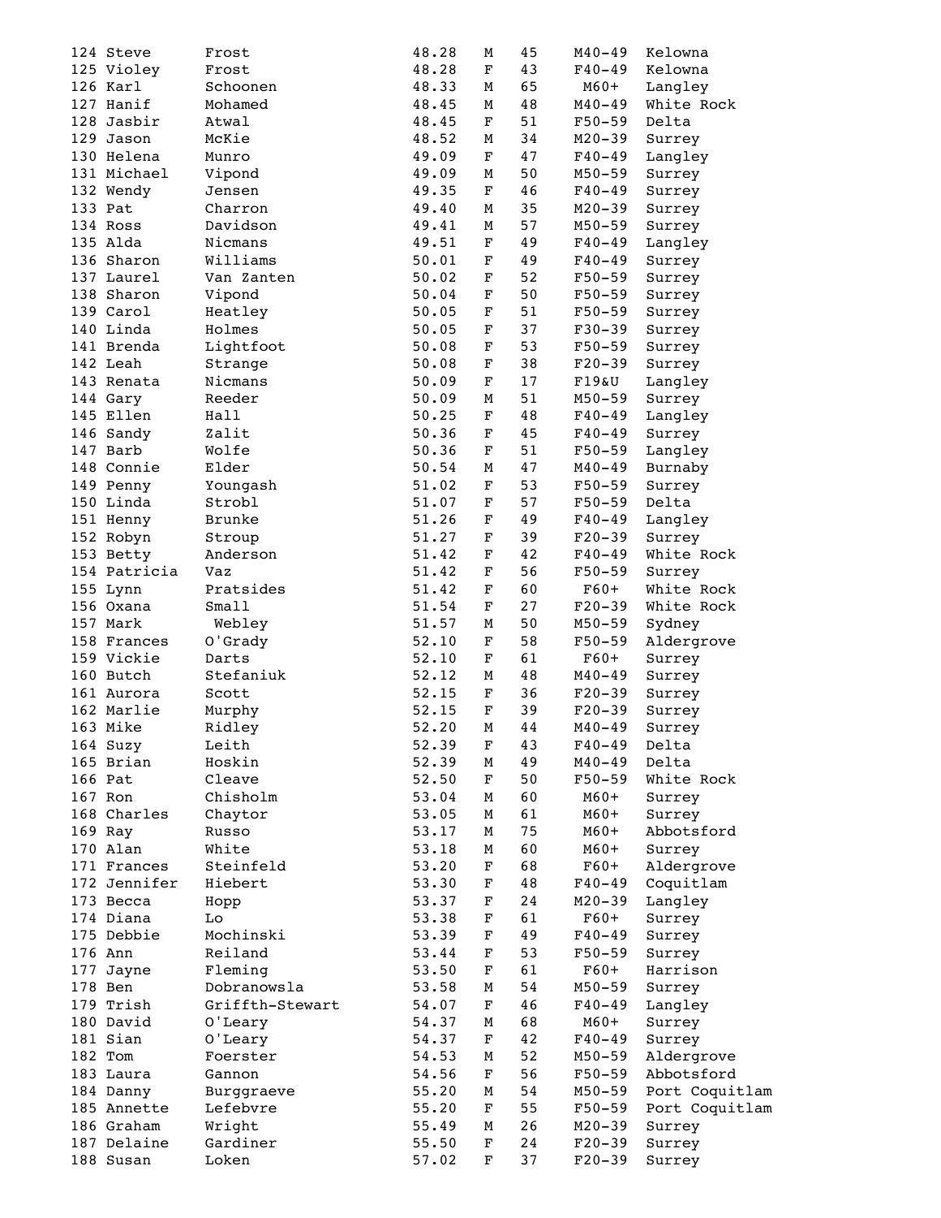| | | | | | | | |
|---|---|---|---|---|---|---|---|
| 124 | Steve | Frost | 48.28 | M | 45 | M40-49 | Kelowna |
| 125 | Violey | Frost | 48.28 | F | 43 | F40-49 | Kelowna |
| 126 | Karl | Schoonen | 48.33 | M | 65 | M60+ | Langley |
| 127 | Hanif | Mohamed | 48.45 | M | 48 | M40-49 | White Rock |
| 128 | Jasbir | Atwal | 48.45 | F | 51 | F50-59 | Delta |
| 129 | Jason | McKie | 48.52 | M | 34 | M20-39 | Surrey |
| 130 | Helena | Munro | 49.09 | F | 47 | F40-49 | Langley |
| 131 | Michael | Vipond | 49.09 | M | 50 | M50-59 | Surrey |
| 132 | Wendy | Jensen | 49.35 | F | 46 | F40-49 | Surrey |
| 133 | Pat | Charron | 49.40 | M | 35 | M20-39 | Surrey |
| 134 | Ross | Davidson | 49.41 | M | 57 | M50-59 | Surrey |
| 135 | Alda | Nicmans | 49.51 | F | 49 | F40-49 | Langley |
| 136 | Sharon | Williams | 50.01 | F | 49 | F40-49 | Surrey |
| 137 | Laurel | Van Zanten | 50.02 | F | 52 | F50-59 | Surrey |
| 138 | Sharon | Vipond | 50.04 | F | 50 | F50-59 | Surrey |
| 139 | Carol | Heatley | 50.05 | F | 51 | F50-59 | Surrey |
| 140 | Linda | Holmes | 50.05 | F | 37 | F30-39 | Surrey |
| 141 | Brenda | Lightfoot | 50.08 | F | 53 | F50-59 | Surrey |
| 142 | Leah | Strange | 50.08 | F | 38 | F20-39 | Surrey |
| 143 | Renata | Nicmans | 50.09 | F | 17 | F19&U | Langley |
| 144 | Gary | Reeder | 50.09 | M | 51 | M50-59 | Surrey |
| 145 | Ellen | Hall | 50.25 | F | 48 | F40-49 | Langley |
| 146 | Sandy | Zalit | 50.36 | F | 45 | F40-49 | Surrey |
| 147 | Barb | Wolfe | 50.36 | F | 51 | F50-59 | Langley |
| 148 | Connie | Elder | 50.54 | M | 47 | M40-49 | Burnaby |
| 149 | Penny | Youngash | 51.02 | F | 53 | F50-59 | Surrey |
| 150 | Linda | Strobl | 51.07 | F | 57 | F50-59 | Delta |
| 151 | Henny | Brunke | 51.26 | F | 49 | F40-49 | Langley |
| 152 | Robyn | Stroup | 51.27 | F | 39 | F20-39 | Surrey |
| 153 | Betty | Anderson | 51.42 | F | 42 | F40-49 | White Rock |
| 154 | Patricia | Vaz | 51.42 | F | 56 | F50-59 | Surrey |
| 155 | Lynn | Pratsides | 51.42 | F | 60 | F60+ | White Rock |
| 156 | Oxana | Small | 51.54 | F | 27 | F20-39 | White Rock |
| 157 | Mark | Webley | 51.57 | M | 50 | M50-59 | Sydney |
| 158 | Frances | O'Grady | 52.10 | F | 58 | F50-59 | Aldergrove |
| 159 | Vickie | Darts | 52.10 | F | 61 | F60+ | Surrey |
| 160 | Butch | Stefaniuk | 52.12 | M | 48 | M40-49 | Surrey |
| 161 | Aurora | Scott | 52.15 | F | 36 | F20-39 | Surrey |
| 162 | Marlie | Murphy | 52.15 | F | 39 | F20-39 | Surrey |
| 163 | Mike | Ridley | 52.20 | M | 44 | M40-49 | Surrey |
| 164 | Suzy | Leith | 52.39 | F | 43 | F40-49 | Delta |
| 165 | Brian | Hoskin | 52.39 | M | 49 | M40-49 | Delta |
| 166 | Pat | Cleave | 52.50 | F | 50 | F50-59 | White Rock |
| 167 | Ron | Chisholm | 53.04 | M | 60 | M60+ | Surrey |
| 168 | Charles | Chaytor | 53.05 | M | 61 | M60+ | Surrey |
| 169 | Ray | Russo | 53.17 | M | 75 | M60+ | Abbotsford |
| 170 | Alan | White | 53.18 | M | 60 | M60+ | Surrey |
| 171 | Frances | Steinfeld | 53.20 | F | 68 | F60+ | Aldergrove |
| 172 | Jennifer | Hiebert | 53.30 | F | 48 | F40-49 | Coquitlam |
| 173 | Becca | Hopp | 53.37 | F | 24 | M20-39 | Langley |
| 174 | Diana | Lo | 53.38 | F | 61 | F60+ | Surrey |
| 175 | Debbie | Mochinski | 53.39 | F | 49 | F40-49 | Surrey |
| 176 | Ann | Reiland | 53.44 | F | 53 | F50-59 | Surrey |
| 177 | Jayne | Fleming | 53.50 | F | 61 | F60+ | Harrison |
| 178 | Ben | Dobranowsla | 53.58 | M | 54 | M50-59 | Surrey |
| 179 | Trish | Griffth-Stewart | 54.07 | F | 46 | F40-49 | Langley |
| 180 | David | O'Leary | 54.37 | M | 68 | M60+ | Surrey |
| 181 | Sian | O'Leary | 54.37 | F | 42 | F40-49 | Surrey |
| 182 | Tom | Foerster | 54.53 | M | 52 | M50-59 | Aldergrove |
| 183 | Laura | Gannon | 54.56 | F | 56 | F50-59 | Abbotsford |
| 184 | Danny | Burggraeve | 55.20 | M | 54 | M50-59 | Port Coquitlam |
| 185 | Annette | Lefebvre | 55.20 | F | 55 | F50-59 | Port Coquitlam |
| 186 | Graham | Wright | 55.49 | M | 26 | M20-39 | Surrey |
| 187 | Delaine | Gardiner | 55.50 | F | 24 | F20-39 | Surrey |
| 188 | Susan | Loken | 57.02 | F | 37 | F20-39 | Surrey |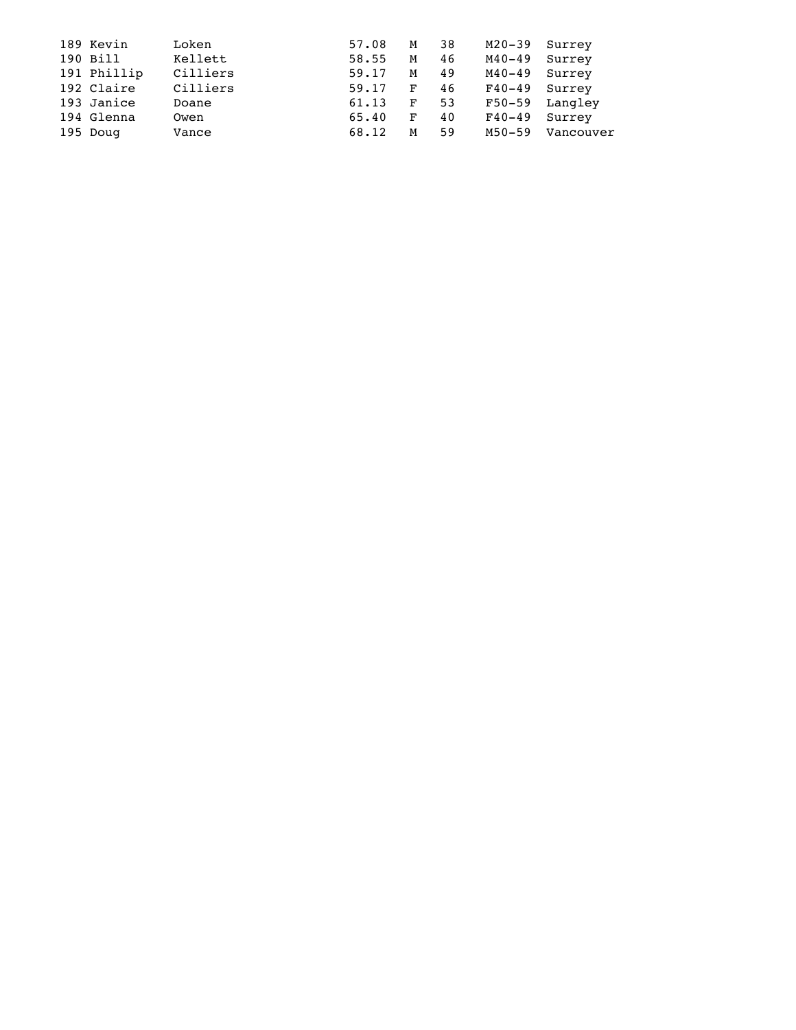| | | | | | | | |
|---|---|---|---|---|---|---|---|
| 189 | Kevin | Loken | 57.08 | M | 38 | M20-39 | Surrey |
| 190 | Bill | Kellett | 58.55 | M | 46 | M40-49 | Surrey |
| 191 | Phillip | Cilliers | 59.17 | M | 49 | M40-49 | Surrey |
| 192 | Claire | Cilliers | 59.17 | F | 46 | F40-49 | Surrey |
| 193 | Janice | Doane | 61.13 | F | 53 | F50-59 | Langley |
| 194 | Glenna | Owen | 65.40 | F | 40 | F40-49 | Surrey |
| 195 | Doug | Vance | 68.12 | M | 59 | M50-59 | Vancouver |